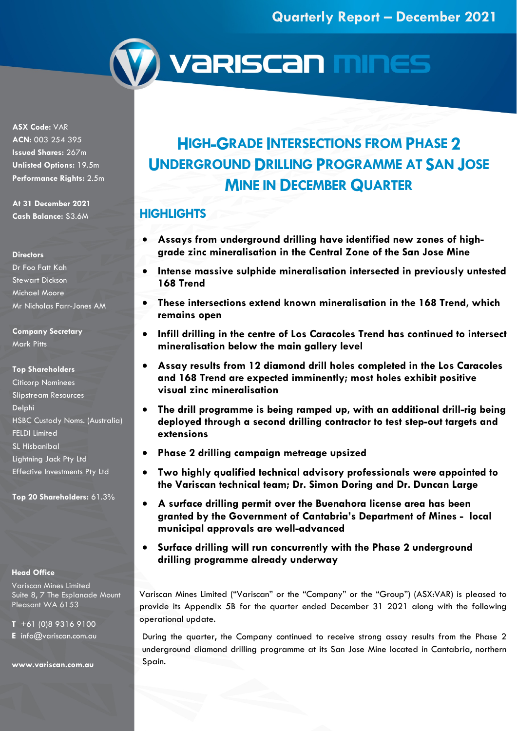Quarterly Report – December 2021

# HIGH-GRADE INTERSECTIONS FROM PHASE 2 UNDERGROUND DRILLING PROGRAMME AT SAN JOSE MINE IN DECEMBER QUARTER

**ASX Code:** VAR
**ACN:** 003 254 395
**Issued Shares:** 267m
**Unlisted Options:** 19.5m
**Performance Rights:** 2.5m

**At 31 December 2021**
**Cash Balance:** $3.6M

**Directors**
Dr Foo Fatt Kah
Stewart Dickson
Michael Moore
Mr Nicholas Farr-Jones AM

**Company Secretary**
Mark Pitts

**Top Shareholders**
Citicorp Nominees
Slipstream Resources
Delphi
HSBC Custody Noms. (Australia)
FELDI Limited
SL Hisbanibal
Lightning Jack Pty Ltd
Effective Investments Pty Ltd

**Top 20 Shareholders:** 61.3%

**Head Office**
Variscan Mines Limited
Suite 8, 7 The Esplanade Mount Pleasant WA 6153

**T** +61 (0)8 9316 9100
**E** info@variscan.com.au

**www.variscan.com.au**

## HIGHLIGHTS

- **Assays from underground drilling have identified new zones of high-grade zinc mineralisation in the Central Zone of the San Jose Mine**
- **Intense massive sulphide mineralisation intersected in previously untested 168 Trend**
- **These intersections extend known mineralisation in the 168 Trend, which remains open**
- **Infill drilling in the centre of Los Caracoles Trend has continued to intersect mineralisation below the main gallery level**
- **Assay results from 12 diamond drill holes completed in the Los Caracoles and 168 Trend are expected imminently; most holes exhibit positive visual zinc mineralisation**
- **The drill programme is being ramped up, with an additional drill-rig being deployed through a second drilling contractor to test step-out targets and extensions**
- **Phase 2 drilling campaign metreage upsized**
- **Two highly qualified technical advisory professionals were appointed to the Variscan technical team; Dr. Simon Doring and Dr. Duncan Large**
- **A surface drilling permit over the Buenahora license area has been granted by the Government of Cantabria's Department of Mines - local municipal approvals are well-advanced**
- **Surface drilling will run concurrently with the Phase 2 underground drilling programme already underway**

Variscan Mines Limited ("Variscan" or the "Company" or the "Group") (ASX:VAR) is pleased to provide its Appendix 5B for the quarter ended December 31 2021 along with the following operational update.

During the quarter, the Company continued to receive strong assay results from the Phase 2 underground diamond drilling programme at its San Jose Mine located in Cantabria, northern Spain.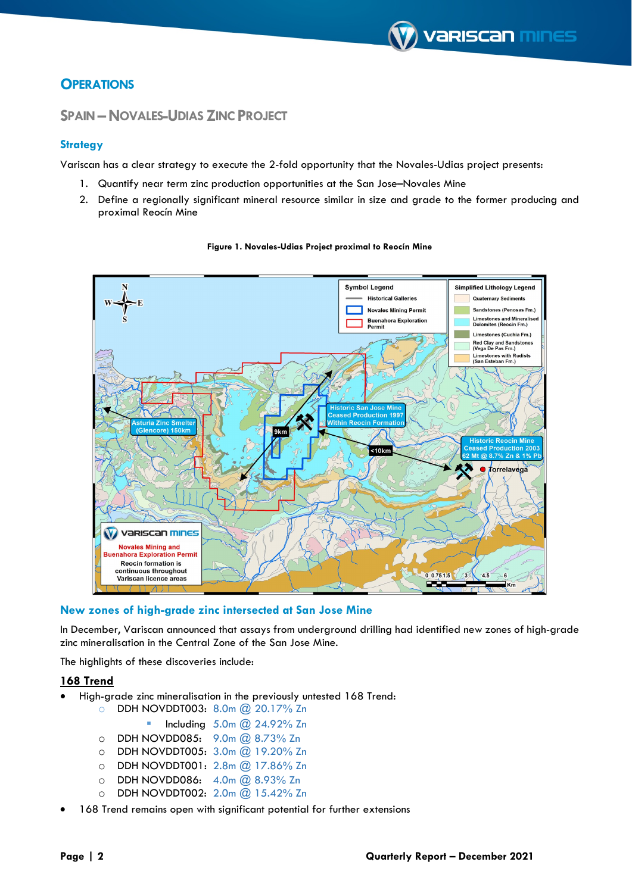# OPERATIONS

## SPAIN – NOVALES-UDIAS ZINC PROJECT

### Strategy

Variscan has a clear strategy to execute the 2-fold opportunity that the Novales-Udias project presents:

1. Quantify near term zinc production opportunities at the San Jose–Novales Mine
2. Define a regionally significant mineral resource similar in size and grade to the former producing and proximal Reocín Mine

**Figure 1. Novales-Udias Project proximal to Reocín Mine**

### New zones of high-grade zinc intersected at San Jose Mine

In December, Variscan announced that assays from underground drilling had identified new zones of high-grade zinc mineralisation in the Central Zone of the San Jose Mine.

The highlights of these discoveries include:

**<u>168 Trend</u>**

- High-grade zinc mineralisation in the previously untested 168 Trend:
  - DDH NOVDDT003: 8.0m @ 20.17% Zn
    - Including 5.0m @ 24.92% Zn
  - DDH NOVDD085: 9.0m @ 8.73% Zn
  - DDH NOVDDT005: 3.0m @ 19.20% Zn
  - DDH NOVDDT001: 2.8m @ 17.86% Zn
  - DDH NOVDD086: 4.0m @ 8.93% Zn
  - DDH NOVDDT002: 2.0m @ 15.42% Zn
- 168 Trend remains open with significant potential for further extensions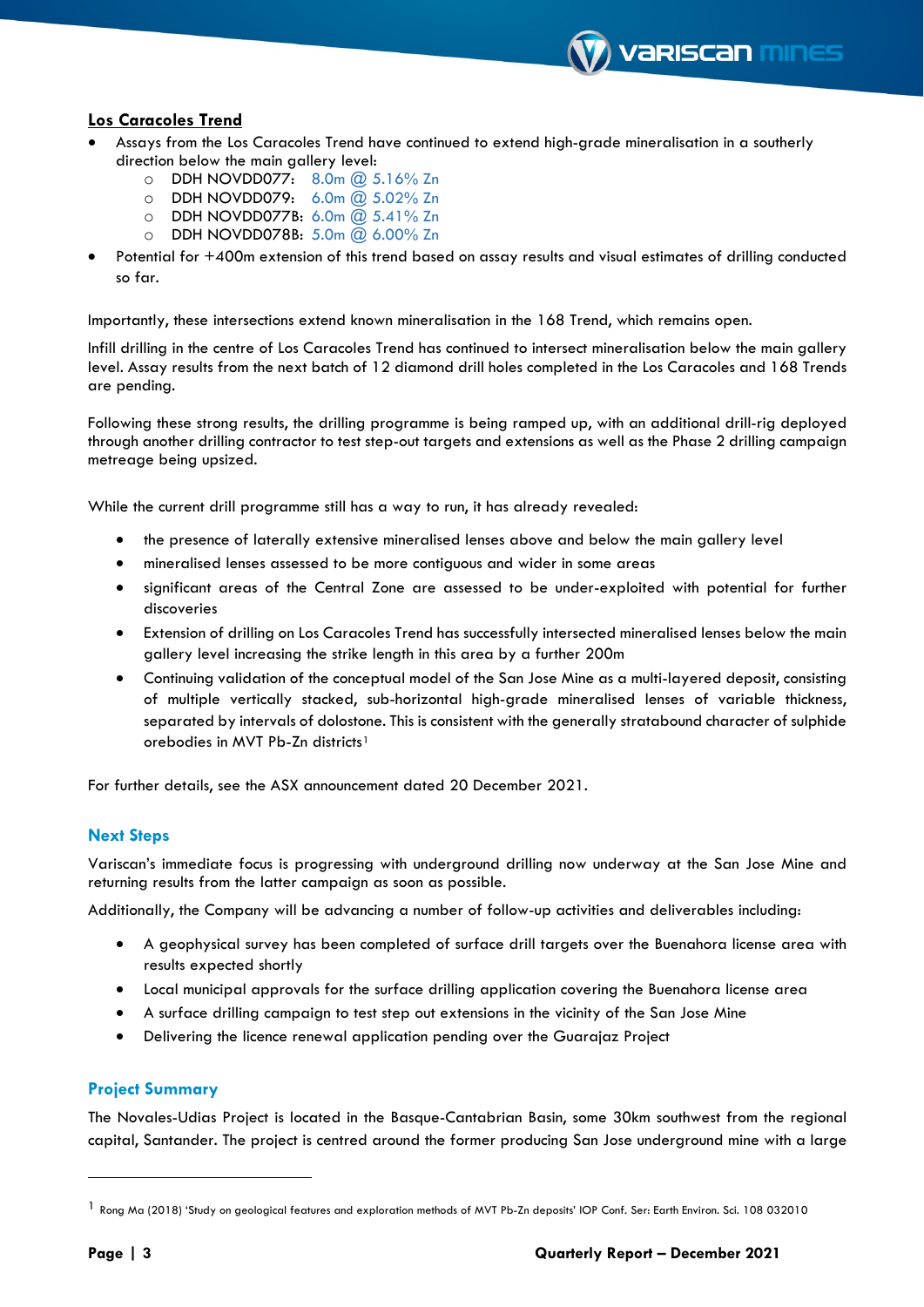## Los Caracoles Trend

- Assays from the Los Caracoles Trend have continued to extend high-grade mineralisation in a southerly direction below the main gallery level:
  - DDH NOVDD077: 8.0m @ 5.16% Zn
  - DDH NOVDD079: 6.0m @ 5.02% Zn
  - DDH NOVDD077B: 6.0m @ 5.41% Zn
  - DDH NOVDD078B: 5.0m @ 6.00% Zn
- Potential for +400m extension of this trend based on assay results and visual estimates of drilling conducted so far.

Importantly, these intersections extend known mineralisation in the 168 Trend, which remains open.

Infill drilling in the centre of Los Caracoles Trend has continued to intersect mineralisation below the main gallery level. Assay results from the next batch of 12 diamond drill holes completed in the Los Caracoles and 168 Trends are pending.

Following these strong results, the drilling programme is being ramped up, with an additional drill-rig deployed through another drilling contractor to test step-out targets and extensions as well as the Phase 2 drilling campaign metreage being upsized.

While the current drill programme still has a way to run, it has already revealed:

- the presence of laterally extensive mineralised lenses above and below the main gallery level
- mineralised lenses assessed to be more contiguous and wider in some areas
- significant areas of the Central Zone are assessed to be under-exploited with potential for further discoveries
- Extension of drilling on Los Caracoles Trend has successfully intersected mineralised lenses below the main gallery level increasing the strike length in this area by a further 200m
- Continuing validation of the conceptual model of the San Jose Mine as a multi-layered deposit, consisting of multiple vertically stacked, sub-horizontal high-grade mineralised lenses of variable thickness, separated by intervals of dolostone. This is consistent with the generally stratabound character of sulphide orebodies in MVT Pb-Zn districts[1]

For further details, see the ASX announcement dated 20 December 2021.

## Next Steps

Variscan's immediate focus is progressing with underground drilling now underway at the San Jose Mine and returning results from the latter campaign as soon as possible.

Additionally, the Company will be advancing a number of follow-up activities and deliverables including:

- A geophysical survey has been completed of surface drill targets over the Buenahora license area with results expected shortly
- Local municipal approvals for the surface drilling application covering the Buenahora license area
- A surface drilling campaign to test step out extensions in the vicinity of the San Jose Mine
- Delivering the licence renewal application pending over the Guarajaz Project

## Project Summary

The Novales-Udias Project is located in the Basque-Cantabrian Basin, some 30km southwest from the regional capital, Santander. The project is centred around the former producing San Jose underground mine with a large

[1] Rong Ma (2018) 'Study on geological features and exploration methods of MVT Pb-Zn deposits' IOP Conf. Ser: Earth Environ. Sci. 108 032010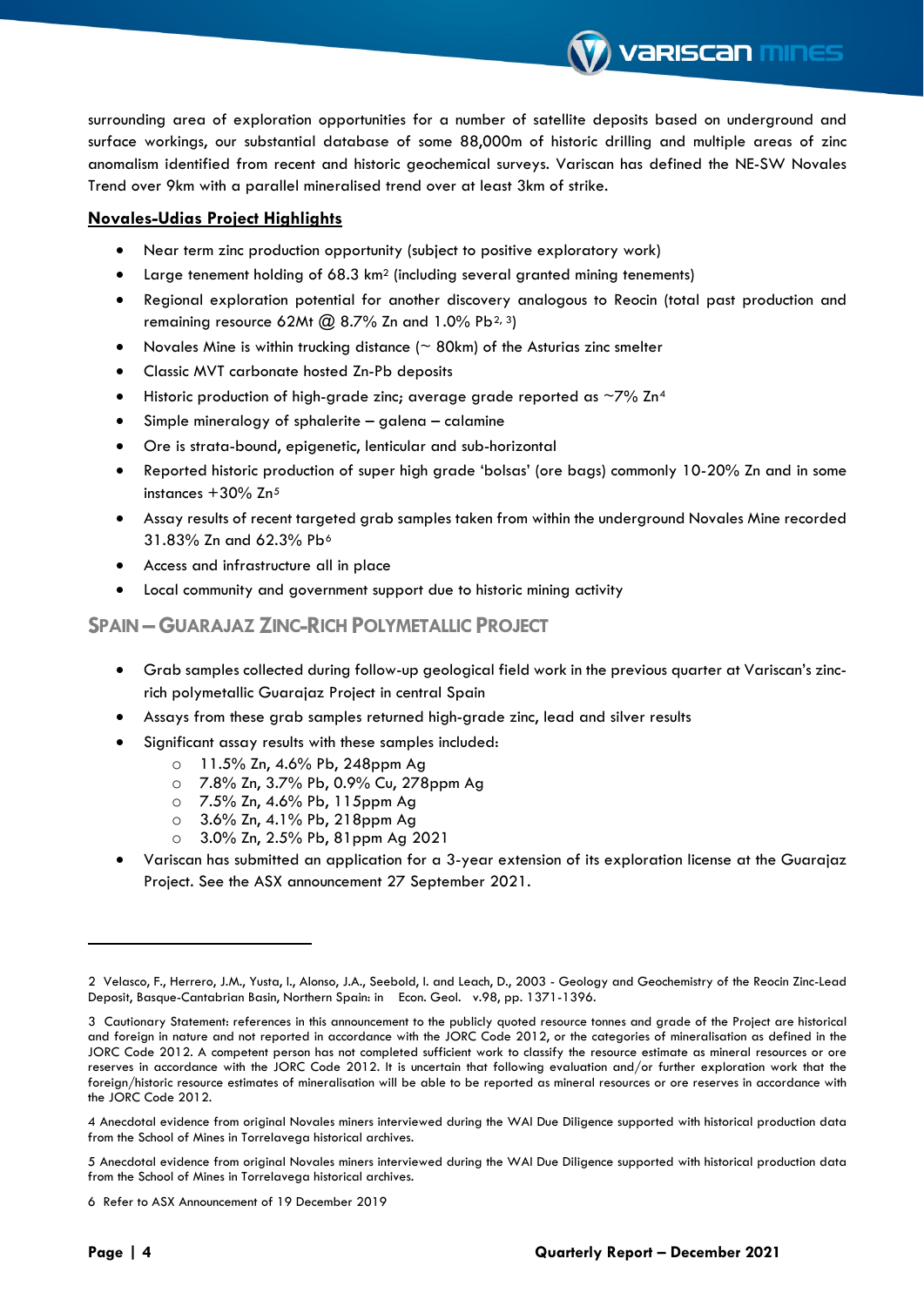surrounding area of exploration opportunities for a number of satellite deposits based on underground and surface workings, our substantial database of some 88,000m of historic drilling and multiple areas of zinc anomalism identified from recent and historic geochemical surveys. Variscan has defined the NE-SW Novales Trend over 9km with a parallel mineralised trend over at least 3km of strike.

**Novales-Udias Project Highlights**

- Near term zinc production opportunity (subject to positive exploratory work)
- Large tenement holding of 68.3 km$^2$ (including several granted mining tenements)
- Regional exploration potential for another discovery analogous to Reocin (total past production and remaining resource 62Mt @ 8.7% Zn and 1.0% Pb[2, 3])
- Novales Mine is within trucking distance (~ 80km) of the Asturias zinc smelter
- Classic MVT carbonate hosted Zn-Pb deposits
- Historic production of high-grade zinc; average grade reported as ~7% Zn[4]
- Simple mineralogy of sphalerite – galena – calamine
- Ore is strata-bound, epigenetic, lenticular and sub-horizontal
- Reported historic production of super high grade 'bolsas' (ore bags) commonly 10-20% Zn and in some instances +30% Zn[5]
- Assay results of recent targeted grab samples taken from within the underground Novales Mine recorded 31.83% Zn and 62.3% Pb[6]
- Access and infrastructure all in place
- Local community and government support due to historic mining activity

## SPAIN – GUARAJAZ ZINC-RICH POLYMETALLIC PROJECT

- Grab samples collected during follow-up geological field work in the previous quarter at Variscan's zinc-rich polymetallic Guarajaz Project in central Spain
- Assays from these grab samples returned high-grade zinc, lead and silver results
- Significant assay results with these samples included:
  - 11.5% Zn, 4.6% Pb, 248ppm Ag
  - 7.8% Zn, 3.7% Pb, 0.9% Cu, 278ppm Ag
  - 7.5% Zn, 4.6% Pb, 115ppm Ag
  - 3.6% Zn, 4.1% Pb, 218ppm Ag
  - 3.0% Zn, 2.5% Pb, 81ppm Ag 2021
- Variscan has submitted an application for a 3-year extension of its exploration license at the Guarajaz Project. See the ASX announcement 27 September 2021.

---

2 Velasco, F., Herrero, J.M., Yusta, I., Alonso, J.A., Seebold, I. and Leach, D., 2003 - Geology and Geochemistry of the Reocin Zinc-Lead Deposit, Basque-Cantabrian Basin, Northern Spain: in Econ. Geol. v.98, pp. 1371-1396.

3 Cautionary Statement: references in this announcement to the publicly quoted resource tonnes and grade of the Project are historical and foreign in nature and not reported in accordance with the JORC Code 2012, or the categories of mineralisation as defined in the JORC Code 2012. A competent person has not completed sufficient work to classify the resource estimate as mineral resources or ore reserves in accordance with the JORC Code 2012. It is uncertain that following evaluation and/or further exploration work that the foreign/historic resource estimates of mineralisation will be able to be reported as mineral resources or ore reserves in accordance with the JORC Code 2012.

4 Anecdotal evidence from original Novales miners interviewed during the WAI Due Diligence supported with historical production data from the School of Mines in Torrelavega historical archives.

5 Anecdotal evidence from original Novales miners interviewed during the WAI Due Diligence supported with historical production data from the School of Mines in Torrelavega historical archives.

6 Refer to ASX Announcement of 19 December 2019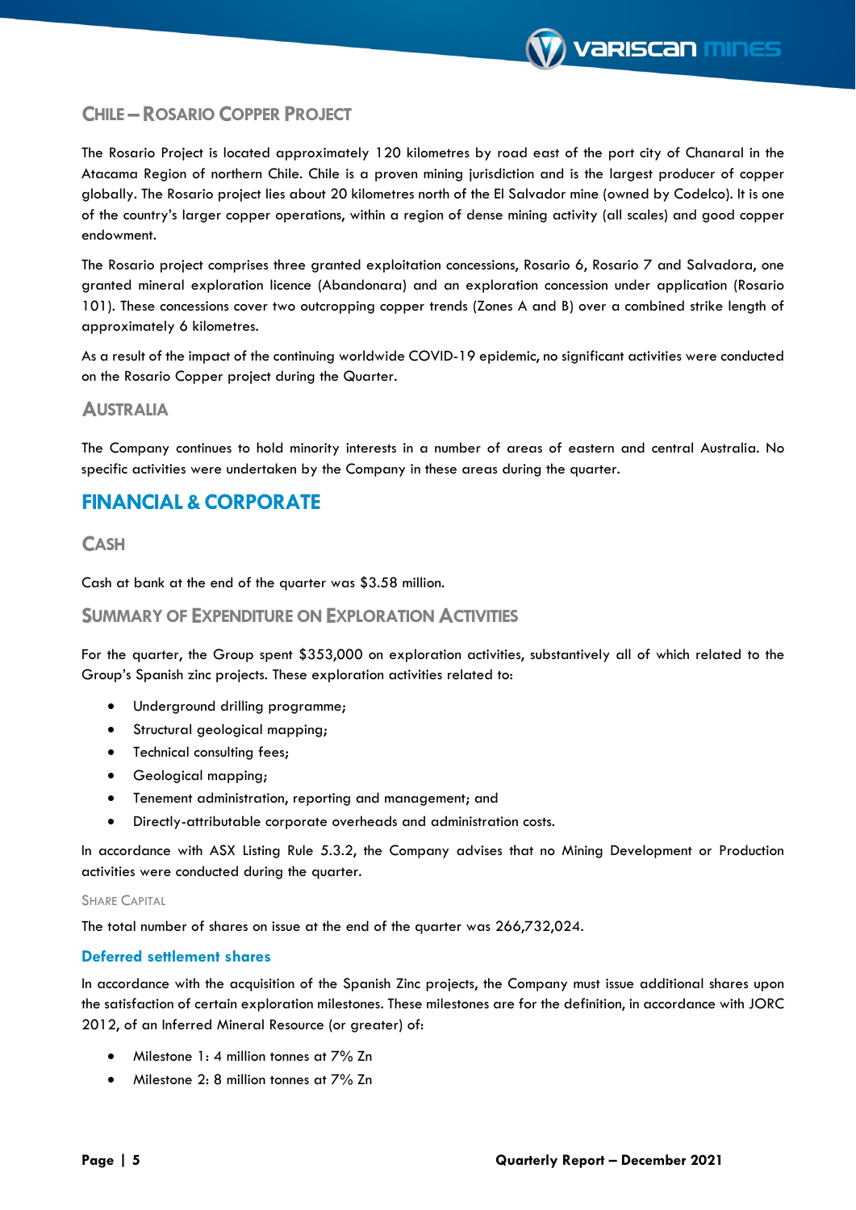## Chile – Rosario Copper Project

The Rosario Project is located approximately 120 kilometres by road east of the port city of Chanaral in the Atacama Region of northern Chile. Chile is a proven mining jurisdiction and is the largest producer of copper globally. The Rosario project lies about 20 kilometres north of the El Salvador mine (owned by Codelco). It is one of the country's larger copper operations, within a region of dense mining activity (all scales) and good copper endowment.

The Rosario project comprises three granted exploitation concessions, Rosario 6, Rosario 7 and Salvadora, one granted mineral exploration licence (Abandonara) and an exploration concession under application (Rosario 101). These concessions cover two outcropping copper trends (Zones A and B) over a combined strike length of approximately 6 kilometres.

As a result of the impact of the continuing worldwide COVID-19 epidemic, no significant activities were conducted on the Rosario Copper project during the Quarter.

## Australia

The Company continues to hold minority interests in a number of areas of eastern and central Australia. No specific activities were undertaken by the Company in these areas during the quarter.

# FINANCIAL & CORPORATE

## Cash

Cash at bank at the end of the quarter was $3.58 million.

## Summary of Expenditure on Exploration Activities

For the quarter, the Group spent $353,000 on exploration activities, substantively all of which related to the Group's Spanish zinc projects. These exploration activities related to:

- Underground drilling programme;
- Structural geological mapping;
- Technical consulting fees;
- Geological mapping;
- Tenement administration, reporting and management; and
- Directly-attributable corporate overheads and administration costs.

In accordance with ASX Listing Rule 5.3.2, the Company advises that no Mining Development or Production activities were conducted during the quarter.

### Share Capital

The total number of shares on issue at the end of the quarter was 266,732,024.

### Deferred settlement shares

In accordance with the acquisition of the Spanish Zinc projects, the Company must issue additional shares upon the satisfaction of certain exploration milestones. These milestones are for the definition, in accordance with JORC 2012, of an Inferred Mineral Resource (or greater) of:

- Milestone 1: 4 million tonnes at 7% Zn
- Milestone 2: 8 million tonnes at 7% Zn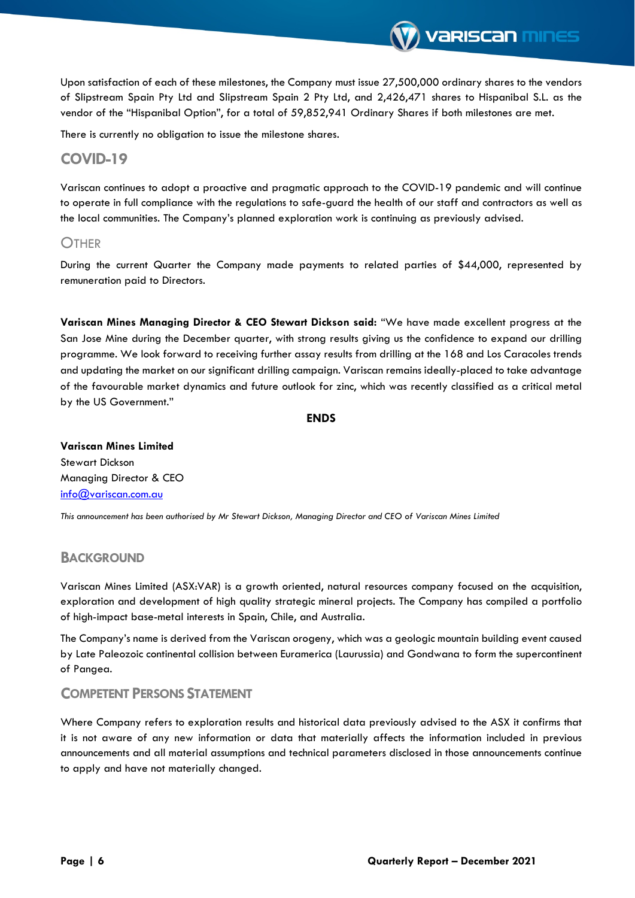Upon satisfaction of each of these milestones, the Company must issue 27,500,000 ordinary shares to the vendors of Slipstream Spain Pty Ltd and Slipstream Spain 2 Pty Ltd, and 2,426,471 shares to Hispanibal S.L. as the vendor of the "Hispanibal Option", for a total of 59,852,941 Ordinary Shares if both milestones are met.

There is currently no obligation to issue the milestone shares.

## COVID-19

Variscan continues to adopt a proactive and pragmatic approach to the COVID-19 pandemic and will continue to operate in full compliance with the regulations to safe-guard the health of our staff and contractors as well as the local communities. The Company's planned exploration work is continuing as previously advised.

## OTHER

During the current Quarter the Company made payments to related parties of $44,000, represented by remuneration paid to Directors.

**Variscan Mines Managing Director & CEO Stewart Dickson said:** "We have made excellent progress at the San Jose Mine during the December quarter, with strong results giving us the confidence to expand our drilling programme. We look forward to receiving further assay results from drilling at the 168 and Los Caracoles trends and updating the market on our significant drilling campaign. Variscan remains ideally-placed to take advantage of the favourable market dynamics and future outlook for zinc, which was recently classified as a critical metal by the US Government."

**ENDS**

**Variscan Mines Limited**
Stewart Dickson
Managing Director & CEO
info@variscan.com.au

*This announcement has been authorised by Mr Stewart Dickson, Managing Director and CEO of Variscan Mines Limited*

## BACKGROUND

Variscan Mines Limited (ASX:VAR) is a growth oriented, natural resources company focused on the acquisition, exploration and development of high quality strategic mineral projects. The Company has compiled a portfolio of high-impact base-metal interests in Spain, Chile, and Australia.

The Company's name is derived from the Variscan orogeny, which was a geologic mountain building event caused by Late Paleozoic continental collision between Euramerica (Laurussia) and Gondwana to form the supercontinent of Pangea.

## COMPETENT PERSONS STATEMENT

Where Company refers to exploration results and historical data previously advised to the ASX it confirms that it is not aware of any new information or data that materially affects the information included in previous announcements and all material assumptions and technical parameters disclosed in those announcements continue to apply and have not materially changed.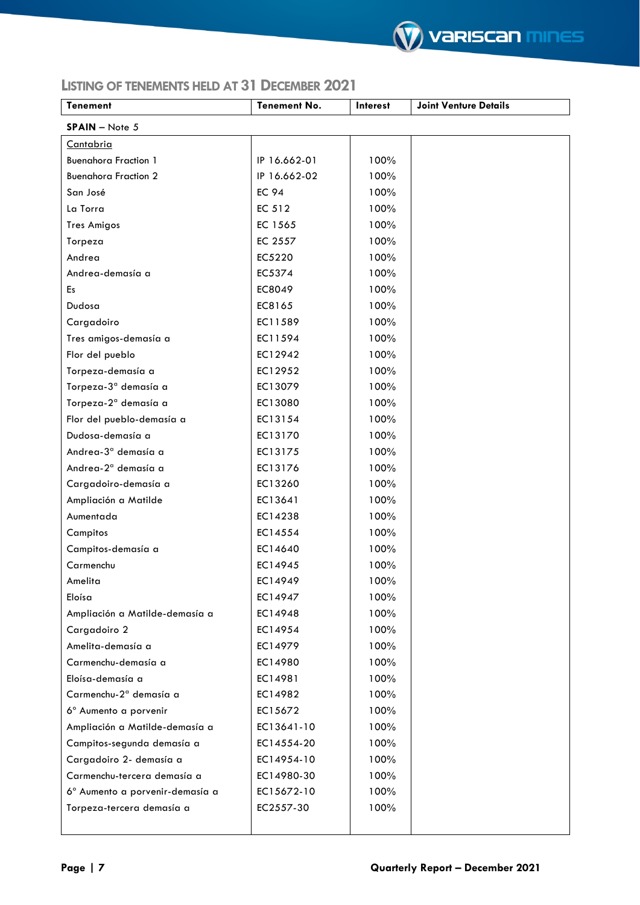## LISTING OF TENEMENTS HELD AT 31 DECEMBER 2021

| Tenement | Tenement No. | Interest | Joint Venture Details |
|---|---|---|---|
| **SPAIN** – Note 5 | | | |
| Cantabria | | | |
| Buenahora Fraction 1 | IP 16.662-01 | 100% | |
| Buenahora Fraction 2 | IP 16.662-02 | 100% | |
| San José | EC 94 | 100% | |
| La Torra | EC 512 | 100% | |
| Tres Amigos | EC 1565 | 100% | |
| Torpeza | EC 2557 | 100% | |
| Andrea | EC5220 | 100% | |
| Andrea-demasía a | EC5374 | 100% | |
| Es | EC8049 | 100% | |
| Dudosa | EC8165 | 100% | |
| Cargadoiro | EC11589 | 100% | |
| Tres amigos-demasía a | EC11594 | 100% | |
| Flor del pueblo | EC12942 | 100% | |
| Torpeza-demasía a | EC12952 | 100% | |
| Torpeza-3ª demasía a | EC13079 | 100% | |
| Torpeza-2ª demasía a | EC13080 | 100% | |
| Flor del pueblo-demasía a | EC13154 | 100% | |
| Dudosa-demasía a | EC13170 | 100% | |
| Andrea-3ª demasía a | EC13175 | 100% | |
| Andrea-2ª demasía a | EC13176 | 100% | |
| Cargadoiro-demasía a | EC13260 | 100% | |
| Ampliación a Matilde | EC13641 | 100% | |
| Aumentada | EC14238 | 100% | |
| Campitos | EC14554 | 100% | |
| Campitos-demasía a | EC14640 | 100% | |
| Carmenchu | EC14945 | 100% | |
| Amelita | EC14949 | 100% | |
| Eloísa | EC14947 | 100% | |
| Ampliación a Matilde-demasía a | EC14948 | 100% | |
| Cargadoiro 2 | EC14954 | 100% | |
| Amelita-demasía a | EC14979 | 100% | |
| Carmenchu-demasía a | EC14980 | 100% | |
| Eloísa-demasía a | EC14981 | 100% | |
| Carmenchu-2ª demasía a | EC14982 | 100% | |
| 6° Aumento a porvenir | EC15672 | 100% | |
| Ampliación a Matilde-demasía a | EC13641-10 | 100% | |
| Campitos-segunda demasía a | EC14554-20 | 100% | |
| Cargadoiro 2- demasía a | EC14954-10 | 100% | |
| Carmenchu-tercera demasía a | EC14980-30 | 100% | |
| 6° Aumento a porvenir-demasía a | EC15672-10 | 100% | |
| Torpeza-tercera demasía a | EC2557-30 | 100% | |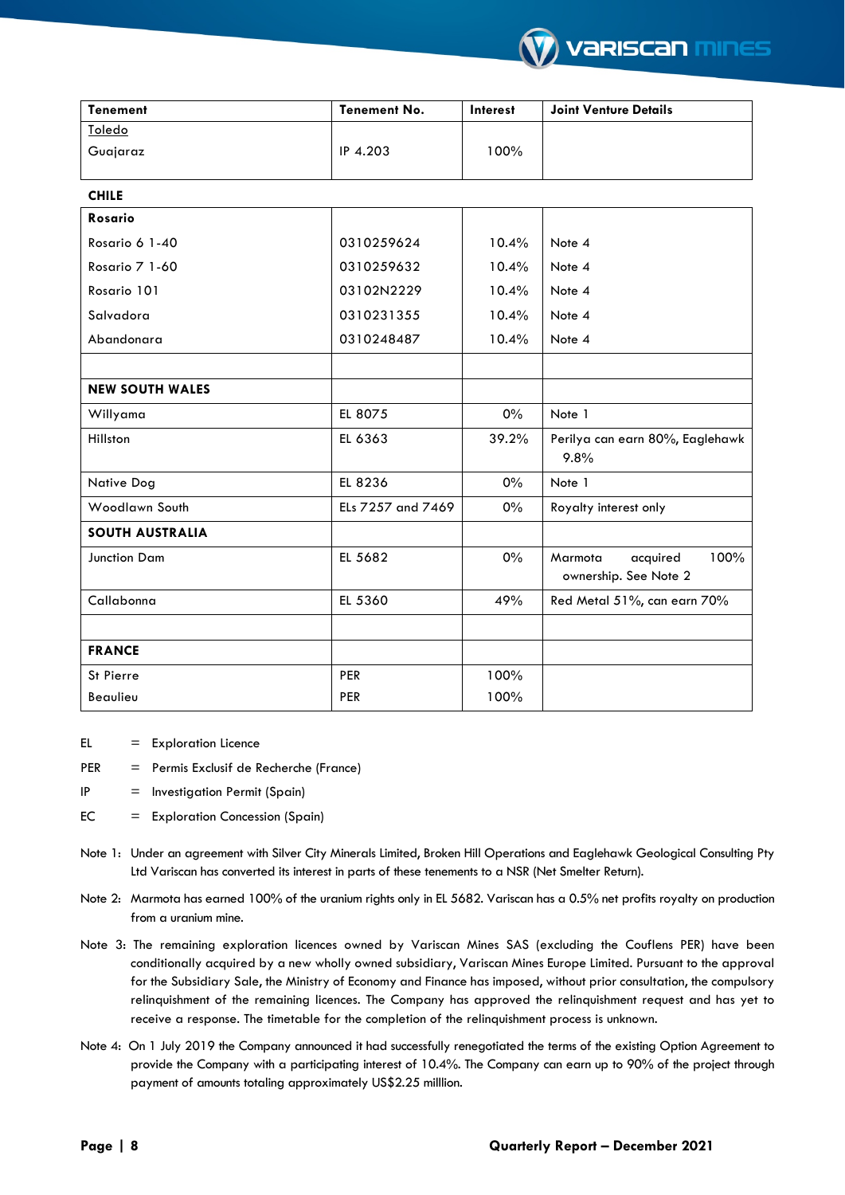| Tenement | Tenement No. | Interest | Joint Venture Details |
|---|---|---|---|
| Toledo | | | |
| Guajaraz | IP 4.203 | 100% | |
| **CHILE** | | | |
| **Rosario** | | | |
| Rosario 6 1-40 | 0310259624 | 10.4% | Note 4 |
| Rosario 7 1-60 | 0310259632 | 10.4% | Note 4 |
| Rosario 101 | 03102N2229 | 10.4% | Note 4 |
| Salvadora | 0310231355 | 10.4% | Note 4 |
| Abandonara | 0310248487 | 10.4% | Note 4 |
| | | | |
| **NEW SOUTH WALES** | | | |
| Willyama | EL 8075 | 0% | Note 1 |
| Hillston | EL 6363 | 39.2% | Perilya can earn 80%, Eaglehawk 9.8% |
| Native Dog | EL 8236 | 0% | Note 1 |
| Woodlawn South | ELs 7257 and 7469 | 0% | Royalty interest only |
| **SOUTH AUSTRALIA** | | | |
| Junction Dam | EL 5682 | 0% | Marmota acquired 100% ownership. See Note 2 |
| Callabonna | EL 5360 | 49% | Red Metal 51%, can earn 70% |
| | | | |
| **FRANCE** | | | |
| St Pierre | PER | 100% | |
| Beaulieu | PER | 100% | |

EL = Exploration Licence

PER = Permis Exclusif de Recherche (France)

IP = Investigation Permit (Spain)

EC = Exploration Concession (Spain)

Note 1: Under an agreement with Silver City Minerals Limited, Broken Hill Operations and Eaglehawk Geological Consulting Pty Ltd Variscan has converted its interest in parts of these tenements to a NSR (Net Smelter Return).

Note 2: Marmota has earned 100% of the uranium rights only in EL 5682. Variscan has a 0.5% net profits royalty on production from a uranium mine.

Note 3: The remaining exploration licences owned by Variscan Mines SAS (excluding the Couflens PER) have been conditionally acquired by a new wholly owned subsidiary, Variscan Mines Europe Limited. Pursuant to the approval for the Subsidiary Sale, the Ministry of Economy and Finance has imposed, without prior consultation, the compulsory relinquishment of the remaining licences. The Company has approved the relinquishment request and has yet to receive a response. The timetable for the completion of the relinquishment process is unknown.

Note 4: On 1 July 2019 the Company announced it had successfully renegotiated the terms of the existing Option Agreement to provide the Company with a participating interest of 10.4%. The Company can earn up to 90% of the project through payment of amounts totaling approximately US$2.25 milllion.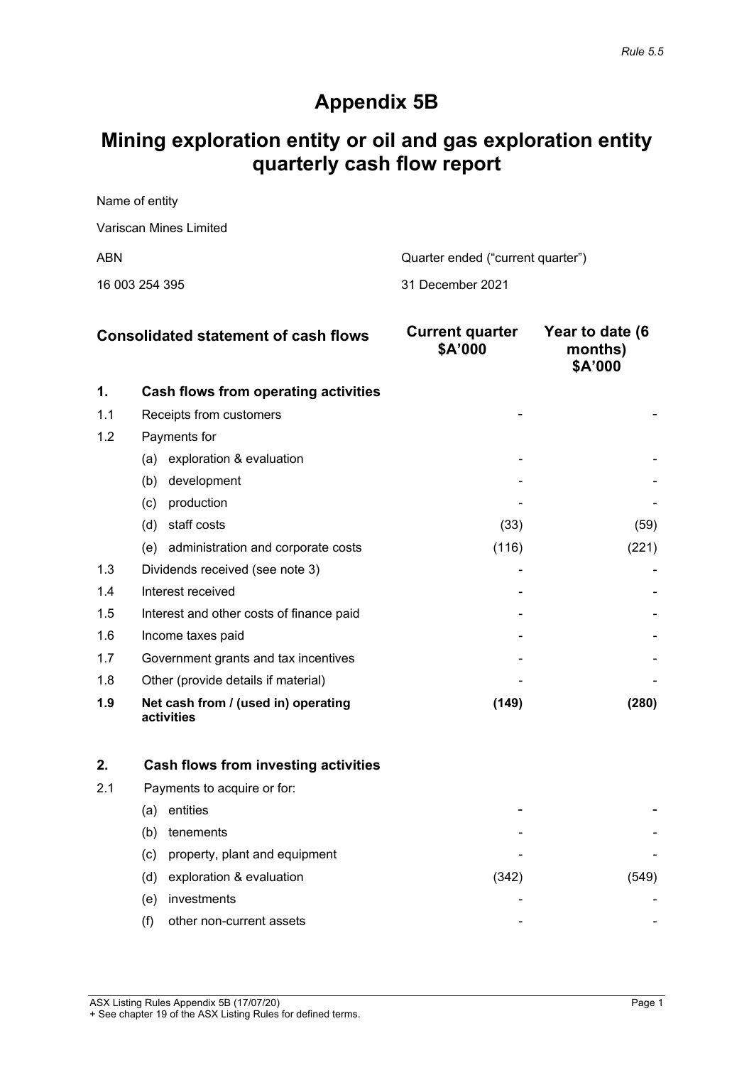*Rule 5.5*

# Appendix 5B

# Mining exploration entity or oil and gas exploration entity quarterly cash flow report

| Name of entity | |
|---|---|
| Variscan Mines Limited | |
| ABN | Quarter ended ("current quarter") |
| 16 003 254 395 | 31 December 2021 |

| | Consolidated statement of cash flows | Current quarter $A'000 | Year to date (6 months) $A'000 |
|---|---|---|---|
| **1.** | **Cash flows from operating activities** | | |
| 1.1 | Receipts from customers | - | - |
| 1.2 | Payments for | | |
| | (a) exploration & evaluation | - | - |
| | (b) development | - | - |
| | (c) production | - | - |
| | (d) staff costs | (33) | (59) |
| | (e) administration and corporate costs | (116) | (221) |
| 1.3 | Dividends received (see note 3) | - | - |
| 1.4 | Interest received | - | - |
| 1.5 | Interest and other costs of finance paid | - | - |
| 1.6 | Income taxes paid | - | - |
| 1.7 | Government grants and tax incentives | - | - |
| 1.8 | Other (provide details if material) | - | - |
| **1.9** | **Net cash from / (used in) operating activities** | **(149)** | **(280)** |
| | | | |
| **2.** | **Cash flows from investing activities** | | |
| 2.1 | Payments to acquire or for: | | |
| | (a) entities | - | - |
| | (b) tenements | - | - |
| | (c) property, plant and equipment | - | - |
| | (d) exploration & evaluation | (342) | (549) |
| | (e) investments | - | - |
| | (f) other non-current assets | - | - |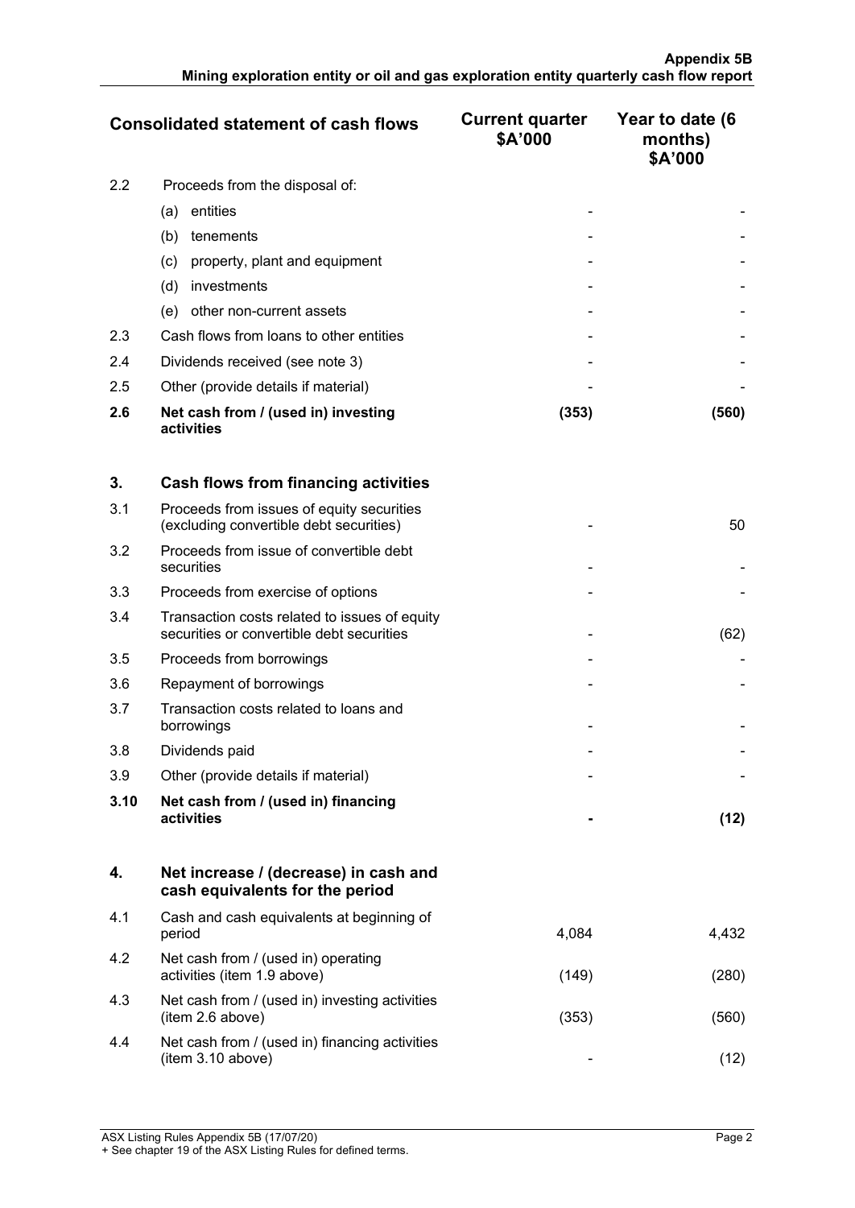| Consolidated statement of cash flows | | Current quarter $A'000 | Year to date (6 months) $A'000 |
|---|---|---|---|
| 2.2 | Proceeds from the disposal of: | | |
| | (a) entities | - | - |
| | (b) tenements | - | - |
| | (c) property, plant and equipment | - | - |
| | (d) investments | - | - |
| | (e) other non-current assets | - | - |
| 2.3 | Cash flows from loans to other entities | - | - |
| 2.4 | Dividends received (see note 3) | - | - |
| 2.5 | Other (provide details if material) | - | - |
| **2.6** | **Net cash from / (used in) investing activities** | **(353)** | **(560)** |
| | | | |
| **3.** | **Cash flows from financing activities** | | |
| 3.1 | Proceeds from issues of equity securities (excluding convertible debt securities) | - | 50 |
| 3.2 | Proceeds from issue of convertible debt securities | - | - |
| 3.3 | Proceeds from exercise of options | - | - |
| 3.4 | Transaction costs related to issues of equity securities or convertible debt securities | - | (62) |
| 3.5 | Proceeds from borrowings | - | - |
| 3.6 | Repayment of borrowings | - | - |
| 3.7 | Transaction costs related to loans and borrowings | - | - |
| 3.8 | Dividends paid | - | - |
| 3.9 | Other (provide details if material) | - | - |
| **3.10** | **Net cash from / (used in) financing activities** | **-** | **(12)** |
| | | | |
| **4.** | **Net increase / (decrease) in cash and cash equivalents for the period** | | |
| 4.1 | Cash and cash equivalents at beginning of period | 4,084 | 4,432 |
| 4.2 | Net cash from / (used in) operating activities (item 1.9 above) | (149) | (280) |
| 4.3 | Net cash from / (used in) investing activities (item 2.6 above) | (353) | (560) |
| 4.4 | Net cash from / (used in) financing activities (item 3.10 above) | - | (12) |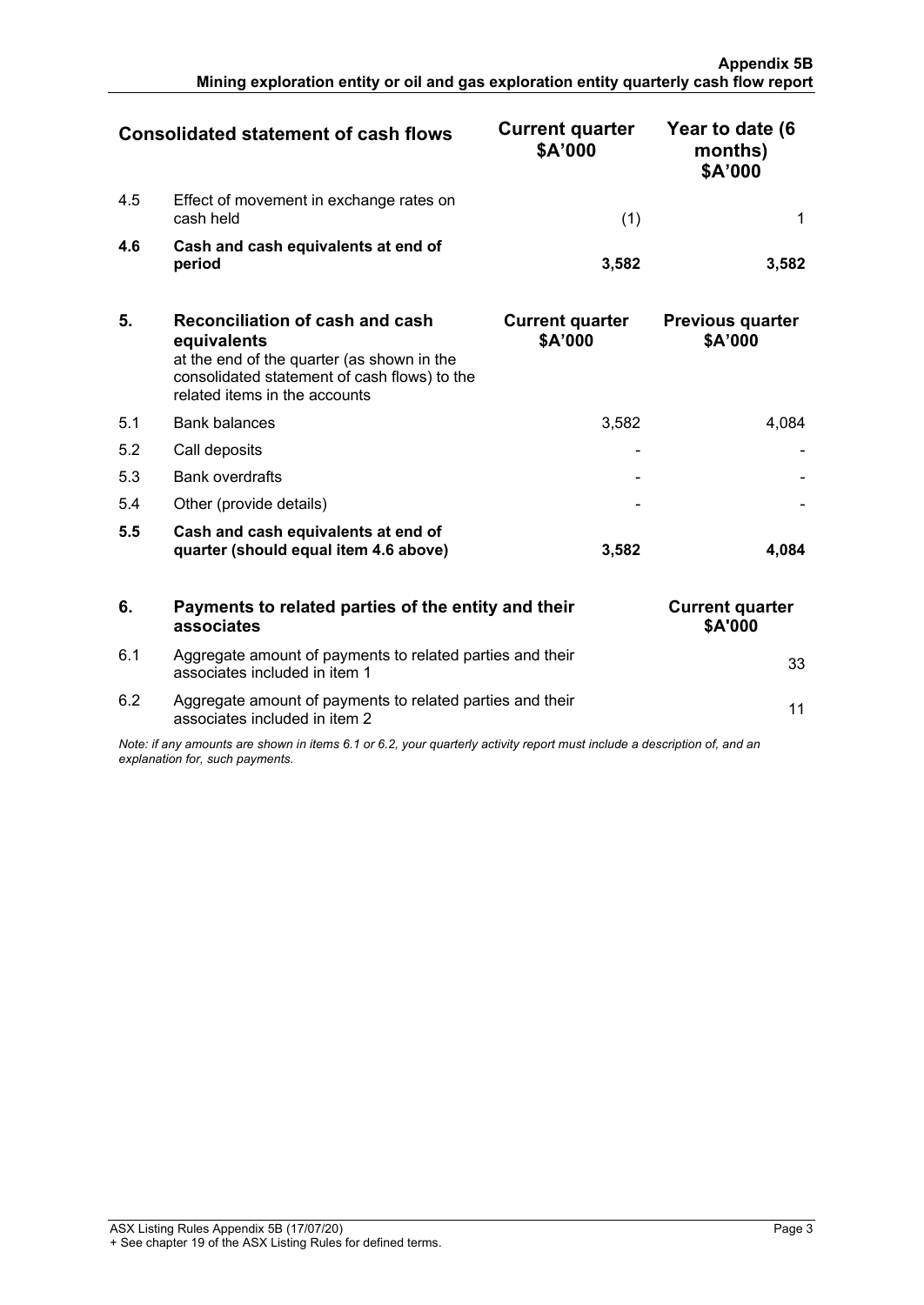| Consolidated statement of cash flows | | Current quarter $A'000 | Year to date (6 months) $A'000 |
|---|---|---|---|
| 4.5 | Effect of movement in exchange rates on cash held | (1) | 1 |
| **4.6** | **Cash and cash equivalents at end of period** | **3,582** | **3,582** |

| **5.** | **Reconciliation of cash and cash equivalents** at the end of the quarter (as shown in the consolidated statement of cash flows) to the related items in the accounts | **Current quarter $A'000** | **Previous quarter $A'000** |
|---|---|---|---|
| 5.1 | Bank balances | 3,582 | 4,084 |
| 5.2 | Call deposits | - | - |
| 5.3 | Bank overdrafts | - | - |
| 5.4 | Other (provide details) | - | - |
| **5.5** | **Cash and cash equivalents at end of quarter (should equal item 4.6 above)** | **3,582** | **4,084** |

| **6.** | **Payments to related parties of the entity and their associates** | **Current quarter $A'000** |
|---|---|---|
| 6.1 | Aggregate amount of payments to related parties and their associates included in item 1 | 33 |
| 6.2 | Aggregate amount of payments to related parties and their associates included in item 2 | 11 |

*Note: if any amounts are shown in items 6.1 or 6.2, your quarterly activity report must include a description of, and an explanation for, such payments.*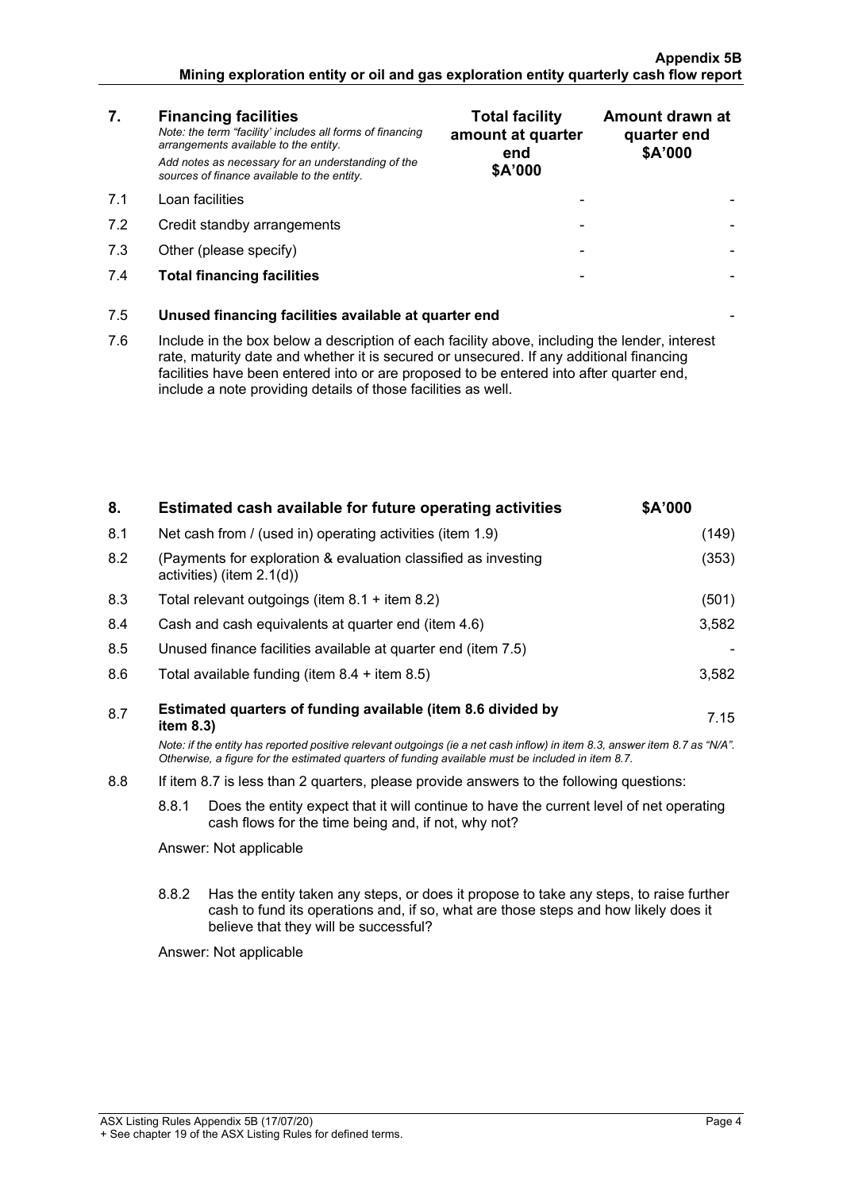| 7. | **Financing facilities** *Note: the term "facility' includes all forms of financing arrangements available to the entity.* *Add notes as necessary for an understanding of the sources of finance available to the entity.* | **Total facility amount at quarter end $A'000** | **Amount drawn at quarter end $A'000** |
|---|---|---|---|
| 7.1 | Loan facilities | - | - |
| 7.2 | Credit standby arrangements | - | - |
| 7.3 | Other (please specify) | - | - |
| 7.4 | **Total financing facilities** | - | - |

| | | |
|---|---|---|
| 7.5 | **Unused financing facilities available at quarter end** | - |

7.6 Include in the box below a description of each facility above, including the lender, interest rate, maturity date and whether it is secured or unsecured. If any additional financing facilities have been entered into or are proposed to be entered into after quarter end, include a note providing details of those facilities as well.

| 8. | **Estimated cash available for future operating activities** | **$A'000** |
|---|---|---|
| 8.1 | Net cash from / (used in) operating activities (item 1.9) | (149) |
| 8.2 | (Payments for exploration & evaluation classified as investing activities) (item 2.1(d)) | (353) |
| 8.3 | Total relevant outgoings (item 8.1 + item 8.2) | (501) |
| 8.4 | Cash and cash equivalents at quarter end (item 4.6) | 3,582 |
| 8.5 | Unused finance facilities available at quarter end (item 7.5) | - |
| 8.6 | Total available funding (item 8.4 + item 8.5) | 3,582 |
| 8.7 | **Estimated quarters of funding available (item 8.6 divided by item 8.3)** | 7.15 |

*Note: if the entity has reported positive relevant outgoings (ie a net cash inflow) in item 8.3, answer item 8.7 as "N/A". Otherwise, a figure for the estimated quarters of funding available must be included in item 8.7.*

8.8 If item 8.7 is less than 2 quarters, please provide answers to the following questions:

8.8.1 Does the entity expect that it will continue to have the current level of net operating cash flows for the time being and, if not, why not?

Answer: Not applicable

8.8.2 Has the entity taken any steps, or does it propose to take any steps, to raise further cash to fund its operations and, if so, what are those steps and how likely does it believe that they will be successful?

Answer: Not applicable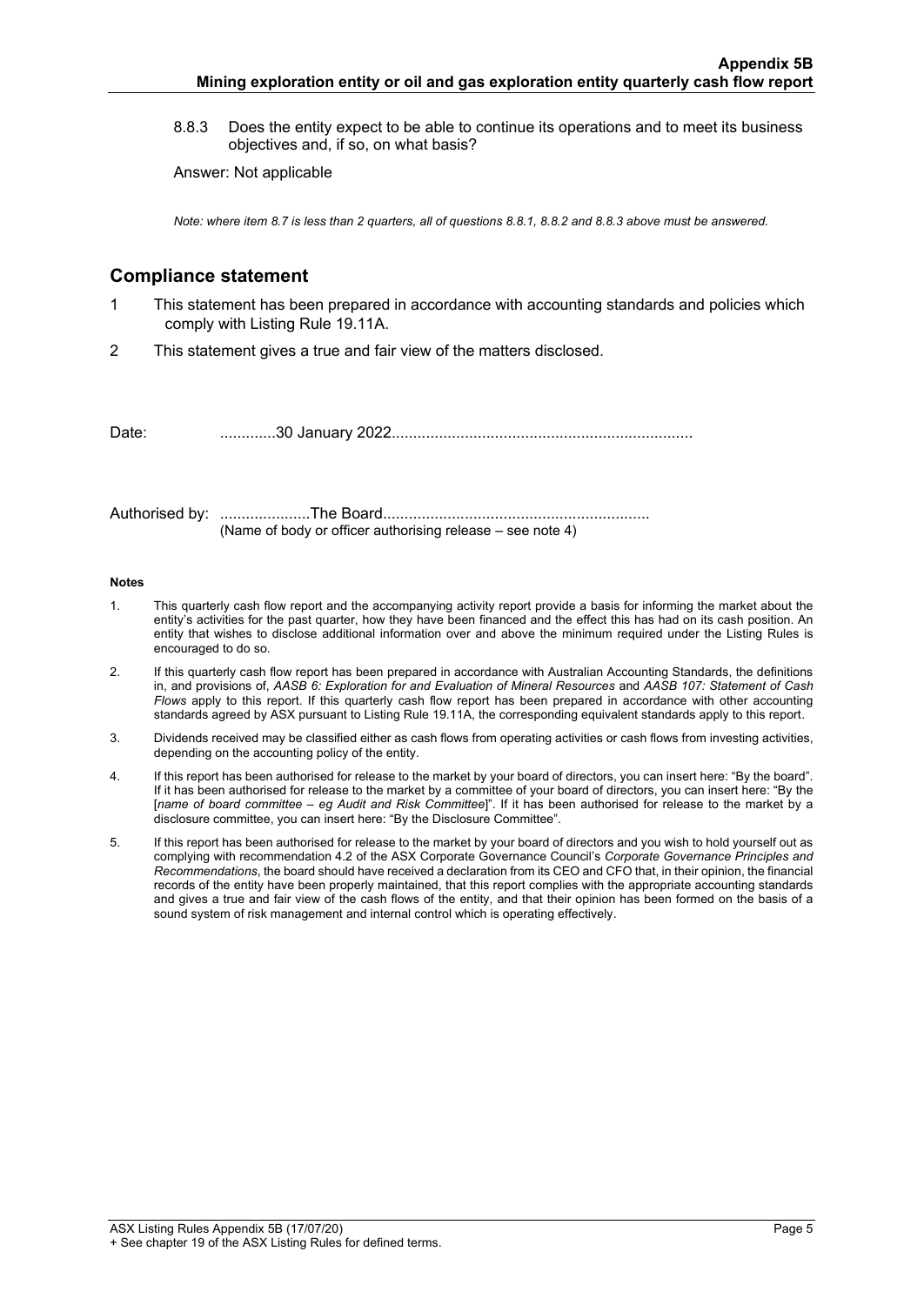8.8.3 Does the entity expect to be able to continue its operations and to meet its business objectives and, if so, on what basis?

Answer: Not applicable

*Note: where item 8.7 is less than 2 quarters, all of questions 8.8.1, 8.8.2 and 8.8.3 above must be answered.*

## Compliance statement

1. This statement has been prepared in accordance with accounting standards and policies which comply with Listing Rule 19.11A.
2. This statement gives a true and fair view of the matters disclosed.

Date: .............30 January 2022......................................................................

Authorised by: .....................The Board.............................................................
(Name of body or officer authorising release – see note 4)

#### Notes

1. This quarterly cash flow report and the accompanying activity report provide a basis for informing the market about the entity's activities for the past quarter, how they have been financed and the effect this has had on its cash position. An entity that wishes to disclose additional information over and above the minimum required under the Listing Rules is encouraged to do so.
2. If this quarterly cash flow report has been prepared in accordance with Australian Accounting Standards, the definitions in, and provisions of, *AASB 6: Exploration for and Evaluation of Mineral Resources* and *AASB 107: Statement of Cash Flows* apply to this report. If this quarterly cash flow report has been prepared in accordance with other accounting standards agreed by ASX pursuant to Listing Rule 19.11A, the corresponding equivalent standards apply to this report.
3. Dividends received may be classified either as cash flows from operating activities or cash flows from investing activities, depending on the accounting policy of the entity.
4. If this report has been authorised for release to the market by your board of directors, you can insert here: "By the board". If it has been authorised for release to the market by a committee of your board of directors, you can insert here: "By the [*name of board committee – eg Audit and Risk Committee*]". If it has been authorised for release to the market by a disclosure committee, you can insert here: "By the Disclosure Committee".
5. If this report has been authorised for release to the market by your board of directors and you wish to hold yourself out as complying with recommendation 4.2 of the ASX Corporate Governance Council's *Corporate Governance Principles and Recommendations*, the board should have received a declaration from its CEO and CFO that, in their opinion, the financial records of the entity have been properly maintained, that this report complies with the appropriate accounting standards and gives a true and fair view of the cash flows of the entity, and that their opinion has been formed on the basis of a sound system of risk management and internal control which is operating effectively.